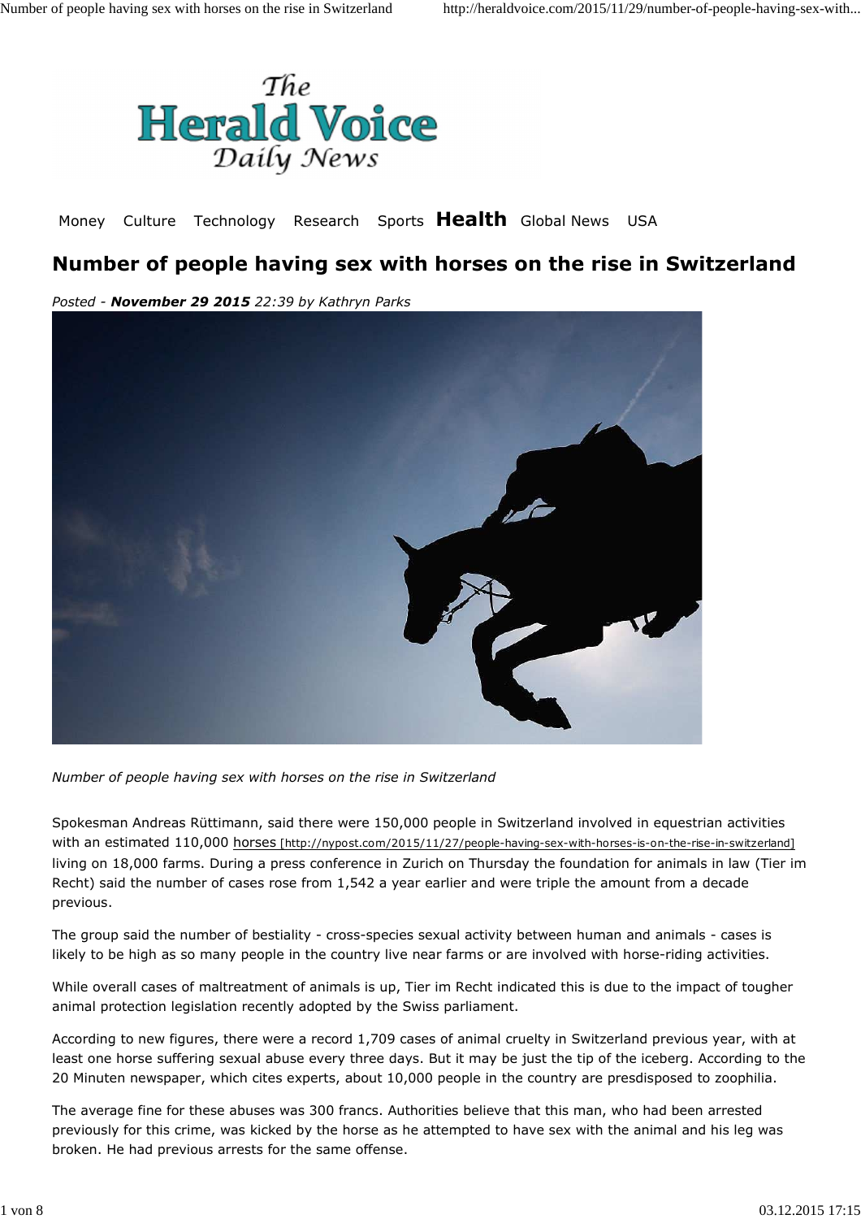Money Culture Technology Research Sports **Health** Global News USA

# Number of people having sex with horses on the rise in Switzerland

*Posted - **November 29 2015** 22:39 by Kathryn Parks*

*Number of people having sex with horses on the rise in Switzerland*

Spokesman Andreas Rüttimann, said there were 150,000 people in Switzerland involved in equestrian activities with an estimated 110,000 horses [http://nypost.com/2015/11/27/people-having-sex-with-horses-is-on-the-rise-in-switzerland] living on 18,000 farms. During a press conference in Zurich on Thursday the foundation for animals in law (Tier im Recht) said the number of cases rose from 1,542 a year earlier and were triple the amount from a decade previous.

The group said the number of bestiality - cross-species sexual activity between human and animals - cases is likely to be high as so many people in the country live near farms or are involved with horse-riding activities.

While overall cases of maltreatment of animals is up, Tier im Recht indicated this is due to the impact of tougher animal protection legislation recently adopted by the Swiss parliament.

According to new figures, there were a record 1,709 cases of animal cruelty in Switzerland previous year, with at least one horse suffering sexual abuse every three days. But it may be just the tip of the iceberg. According to the 20 Minuten newspaper, which cites experts, about 10,000 people in the country are presdisposed to zoophilia.

The average fine for these abuses was 300 francs. Authorities believe that this man, who had been arrested previously for this crime, was kicked by the horse as he attempted to have sex with the animal and his leg was broken. He had previous arrests for the same offense.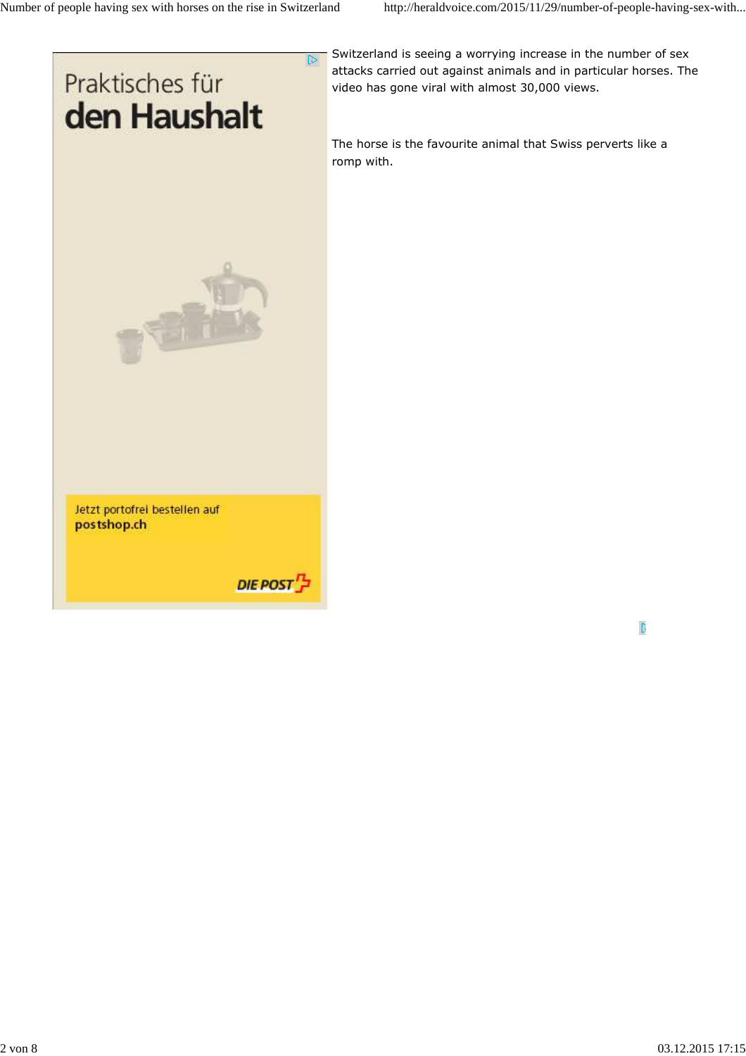Switzerland is seeing a worrying increase in the number of sex attacks carried out against animals and in particular horses. The video has gone viral with almost 30,000 views.

The horse is the favourite animal that Swiss perverts like a romp with.

Praktisches für
den Haushalt

Jetzt portofrei bestellen auf
postshop.ch

DIE POST